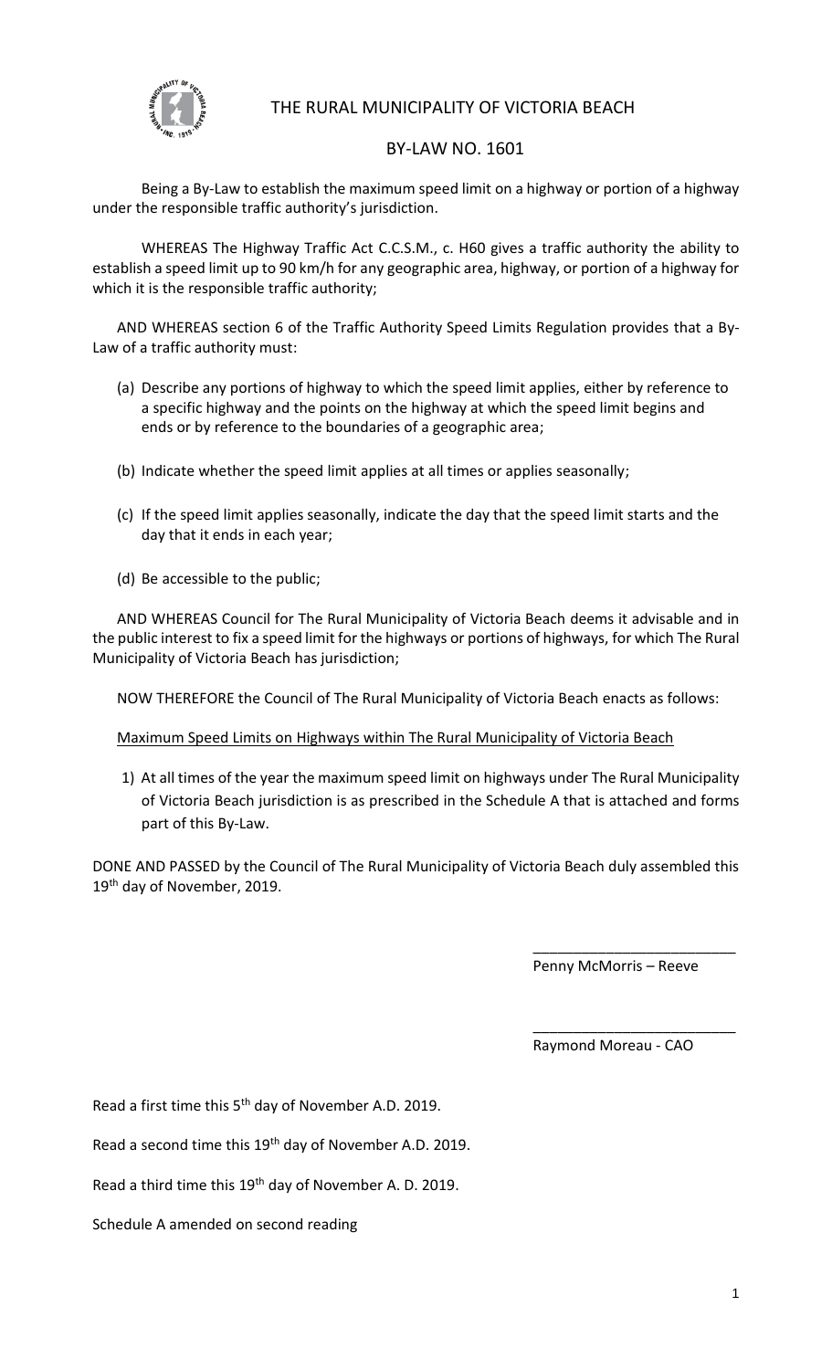# THE RURAL MUNICIPALITY OF VICTORIA BEACH

## BY-LAW NO. 1601

Being a By-Law to establish the maximum speed limit on a highway or portion of a highway under the responsible traffic authority's jurisdiction.

WHEREAS The Highway Traffic Act C.C.S.M., c. H60 gives a traffic authority the ability to establish a speed limit up to 90 km/h for any geographic area, highway, or portion of a highway for which it is the responsible traffic authority;

AND WHEREAS section 6 of the Traffic Authority Speed Limits Regulation provides that a By-Law of a traffic authority must:

(a) Describe any portions of highway to which the speed limit applies, either by reference to a specific highway and the points on the highway at which the speed limit begins and ends or by reference to the boundaries of a geographic area;

(b) Indicate whether the speed limit applies at all times or applies seasonally;

(c) If the speed limit applies seasonally, indicate the day that the speed limit starts and the day that it ends in each year;

(d) Be accessible to the public;

AND WHEREAS Council for The Rural Municipality of Victoria Beach deems it advisable and in the public interest to fix a speed limit for the highways or portions of highways, for which The Rural Municipality of Victoria Beach has jurisdiction;

NOW THEREFORE the Council of The Rural Municipality of Victoria Beach enacts as follows:

Maximum Speed Limits on Highways within The Rural Municipality of Victoria Beach

1) At all times of the year the maximum speed limit on highways under The Rural Municipality of Victoria Beach jurisdiction is as prescribed in the Schedule A that is attached and forms part of this By-Law.

DONE AND PASSED by the Council of The Rural Municipality of Victoria Beach duly assembled this 19th day of November, 2019.

\_\_\_\_\_\_\_\_\_\_\_\_\_\_\_\_\_\_\_\_\_\_\_\_\_\_
Penny McMorris – Reeve

\_\_\_\_\_\_\_\_\_\_\_\_\_\_\_\_\_\_\_\_\_\_\_\_\_\_
Raymond Moreau - CAO

Read a first time this 5th day of November A.D. 2019.

Read a second time this 19th day of November A.D. 2019.

Read a third time this 19th day of November A. D. 2019.

Schedule A amended on second reading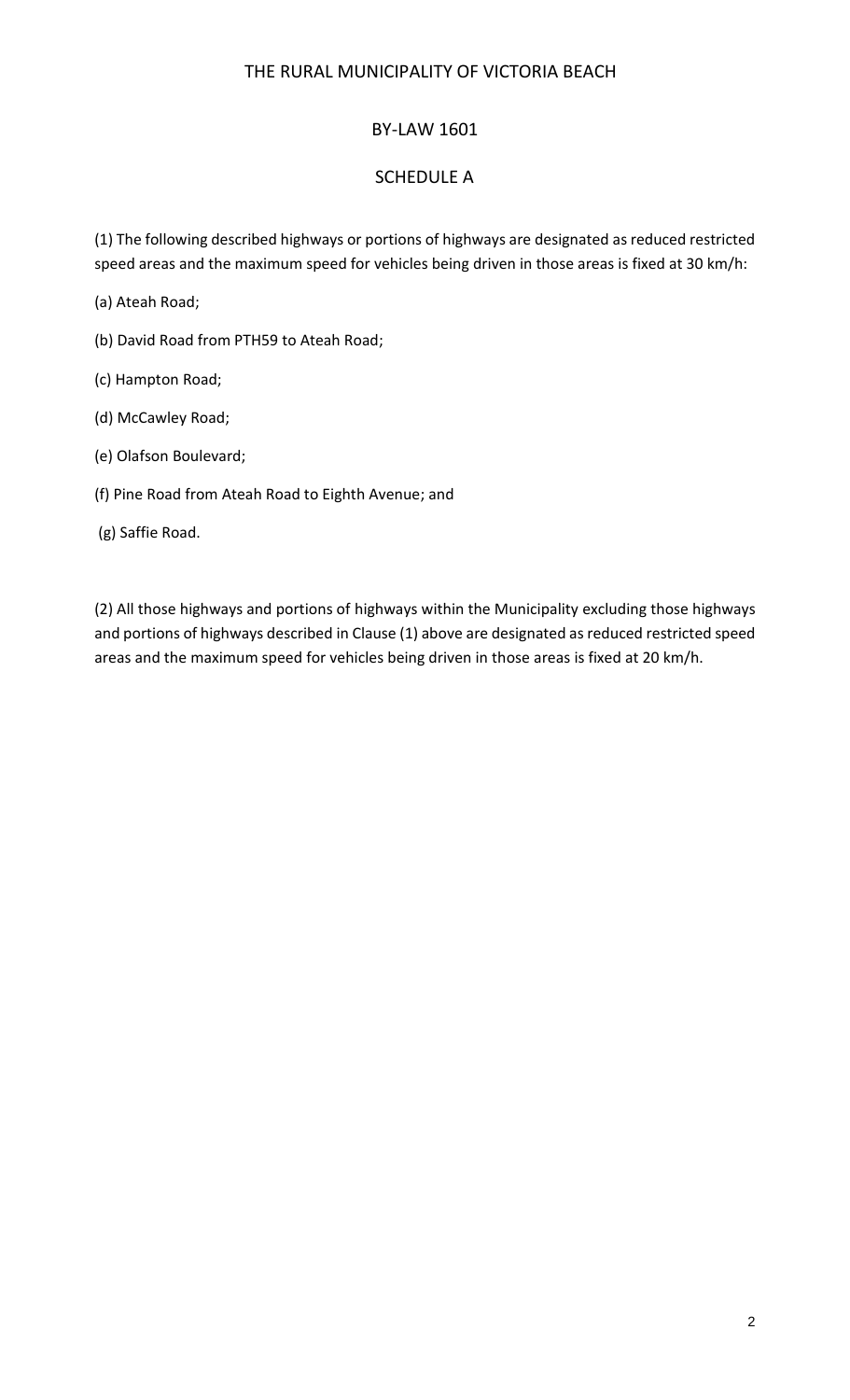THE RURAL MUNICIPALITY OF VICTORIA BEACH

BY-LAW 1601

SCHEDULE A

(1) The following described highways or portions of highways are designated as reduced restricted speed areas and the maximum speed for vehicles being driven in those areas is fixed at 30 km/h:

(a) Ateah Road;

(b) David Road from PTH59 to Ateah Road;

(c) Hampton Road;

(d) McCawley Road;

(e) Olafson Boulevard;

(f) Pine Road from Ateah Road to Eighth Avenue; and

(g) Saffie Road.

(2) All those highways and portions of highways within the Municipality excluding those highways and portions of highways described in Clause (1) above are designated as reduced restricted speed areas and the maximum speed for vehicles being driven in those areas is fixed at 20 km/h.